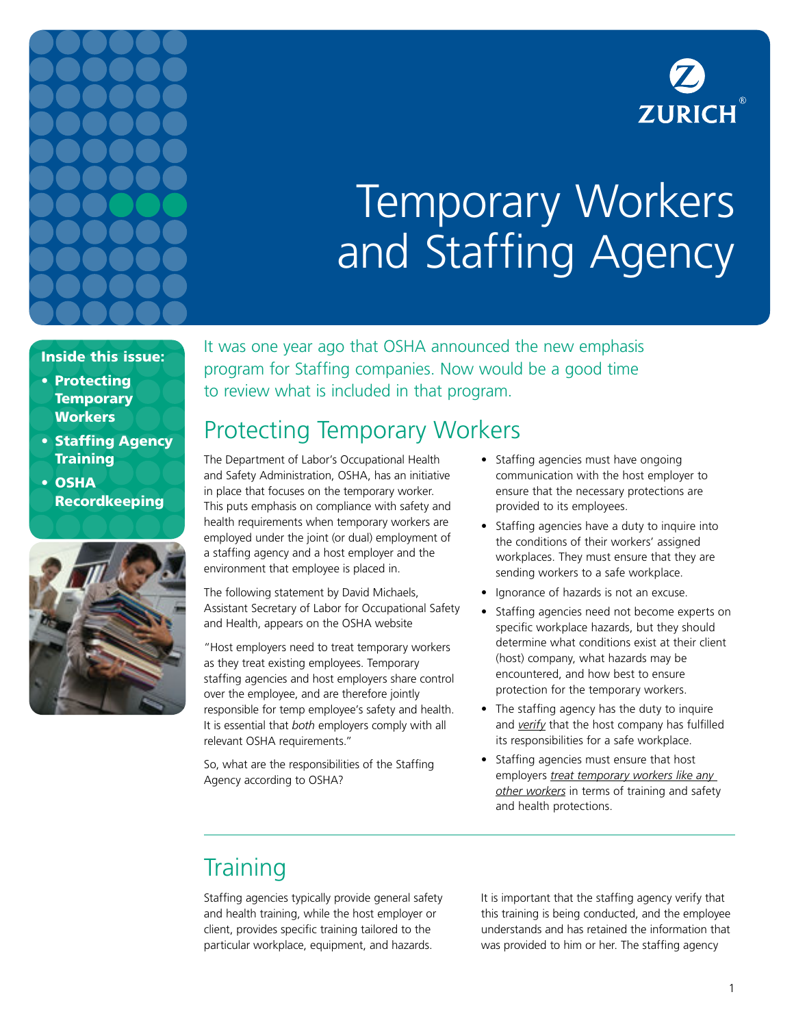ZURICH

# Temporary Workers and Staffing Agency

**Inside this issue:**

- **Protecting Temporary Workers**
- **Staffing Agency Training**
- **OSHA Recordkeeping**

It was one year ago that OSHA announced the new emphasis program for Staffing companies. Now would be a good time to review what is included in that program.

## Protecting Temporary Workers

The Department of Labor's Occupational Health and Safety Administration, OSHA, has an initiative in place that focuses on the temporary worker. This puts emphasis on compliance with safety and health requirements when temporary workers are employed under the joint (or dual) employment of a staffing agency and a host employer and the environment that employee is placed in.

The following statement by David Michaels, Assistant Secretary of Labor for Occupational Safety and Health, appears on the OSHA website

"Host employers need to treat temporary workers as they treat existing employees. Temporary staffing agencies and host employers share control over the employee, and are therefore jointly responsible for temp employee's safety and health. It is essential that *both* employers comply with all relevant OSHA requirements."

So, what are the responsibilities of the Staffing Agency according to OSHA?

- Staffing agencies must have ongoing communication with the host employer to ensure that the necessary protections are provided to its employees.
- Staffing agencies have a duty to inquire into the conditions of their workers' assigned workplaces. They must ensure that they are sending workers to a safe workplace.
- Ignorance of hazards is not an excuse.
- Staffing agencies need not become experts on specific workplace hazards, but they should determine what conditions exist at their client (host) company, what hazards may be encountered, and how best to ensure protection for the temporary workers.
- The staffing agency has the duty to inquire and *verify* that the host company has fulfilled its responsibilities for a safe workplace.
- Staffing agencies must ensure that host employers *treat temporary workers like any other workers* in terms of training and safety and health protections.

## Training

Staffing agencies typically provide general safety and health training, while the host employer or client, provides specific training tailored to the particular workplace, equipment, and hazards.

It is important that the staffing agency verify that this training is being conducted, and the employee understands and has retained the information that was provided to him or her. The staffing agency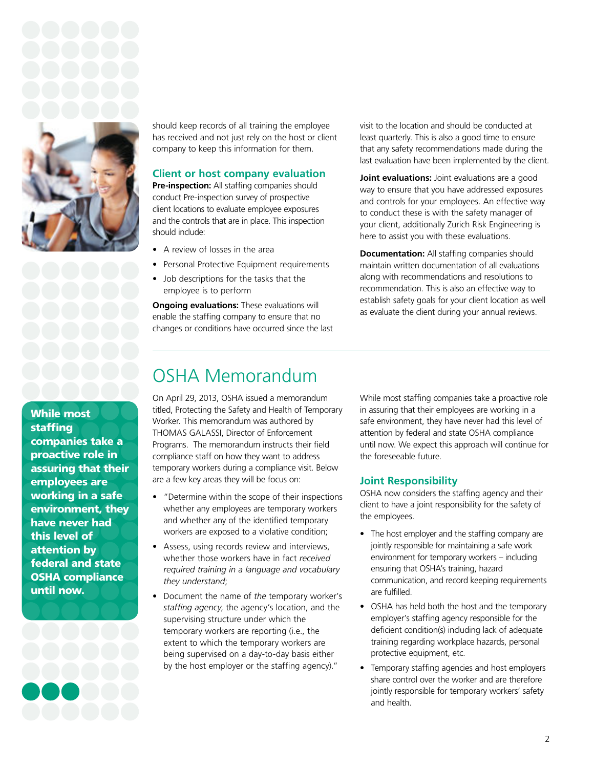should keep records of all training the employee has received and not just rely on the host or client company to keep this information for them.

### Client or host company evaluation

**Pre-inspection:** All staffing companies should conduct Pre-inspection survey of prospective client locations to evaluate employee exposures and the controls that are in place. This inspection should include:

- A review of losses in the area
- Personal Protective Equipment requirements
- Job descriptions for the tasks that the employee is to perform

**Ongoing evaluations:** These evaluations will enable the staffing company to ensure that no changes or conditions have occurred since the last visit to the location and should be conducted at least quarterly. This is also a good time to ensure that any safety recommendations made during the last evaluation have been implemented by the client.

**Joint evaluations:** Joint evaluations are a good way to ensure that you have addressed exposures and controls for your employees. An effective way to conduct these is with the safety manager of your client, additionally Zurich Risk Engineering is here to assist you with these evaluations.

**Documentation:** All staffing companies should maintain written documentation of all evaluations along with recommendations and resolutions to recommendation. This is also an effective way to establish safety goals for your client location as well as evaluate the client during your annual reviews.

## OSHA Memorandum

On April 29, 2013, OSHA issued a memorandum titled, Protecting the Safety and Health of Temporary Worker. This memorandum was authored by THOMAS GALASSI, Director of Enforcement Programs. The memorandum instructs their field compliance staff on how they want to address temporary workers during a compliance visit. Below are a few key areas they will be focus on:

- "Determine within the scope of their inspections whether any employees are temporary workers and whether any of the identified temporary workers are exposed to a violative condition;
- Assess, using records review and interviews, whether those workers have in fact *received required training in a language and vocabulary they understand*;
- Document the name of *the* temporary worker's *staffing agency*, the agency's location, and the supervising structure under which the temporary workers are reporting (i.e., the extent to which the temporary workers are being supervised on a day-to-day basis either by the host employer or the staffing agency)."

While most staffing companies take a proactive role in assuring that their employees are working in a safe environment, they have never had this level of attention by federal and state OSHA compliance until now. We expect this approach will continue for the foreseeable future.

**While most staffing companies take a proactive role in assuring that their employees are working in a safe environment, they have never had this level of attention by federal and state OSHA compliance until now.**

### Joint Responsibility

OSHA now considers the staffing agency and their client to have a joint responsibility for the safety of the employees.

- The host employer and the staffing company are jointly responsible for maintaining a safe work environment for temporary workers – including ensuring that OSHA's training, hazard communication, and record keeping requirements are fulfilled.
- OSHA has held both the host and the temporary employer's staffing agency responsible for the deficient condition(s) including lack of adequate training regarding workplace hazards, personal protective equipment, etc.
- Temporary staffing agencies and host employers share control over the worker and are therefore jointly responsible for temporary workers' safety and health.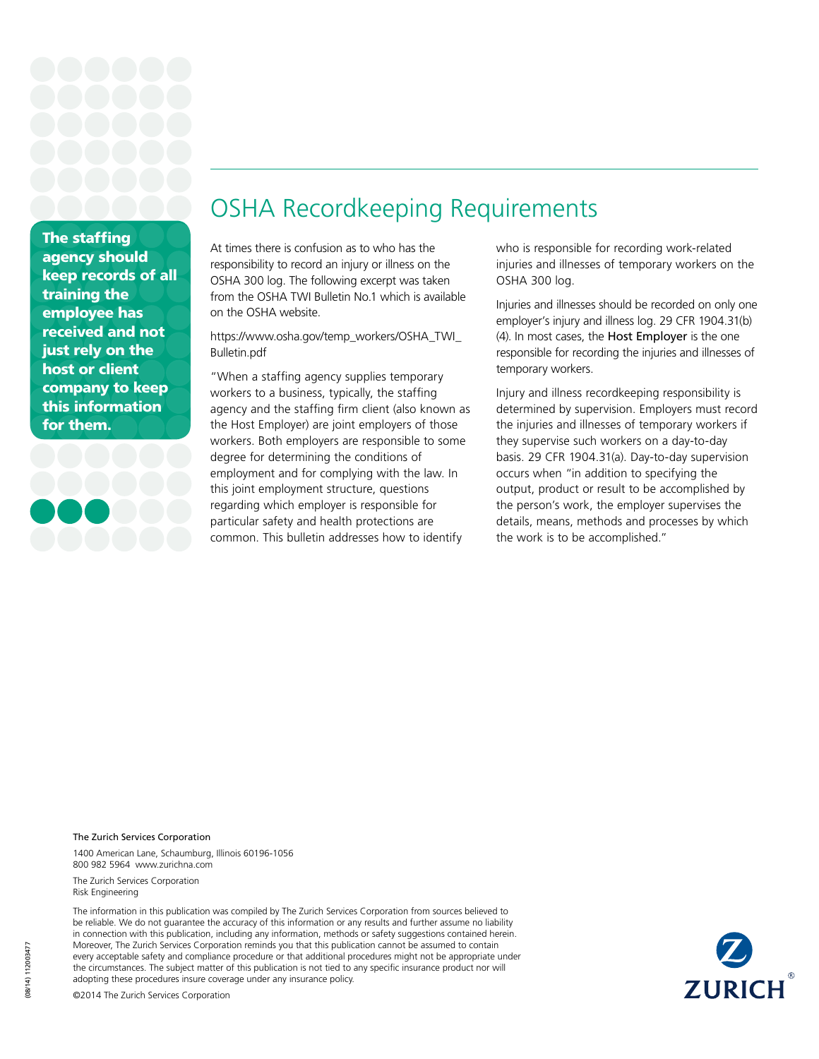**The staffing agency should keep records of all training the employee has received and not just rely on the host or client company to keep this information for them.**

# OSHA Recordkeeping Requirements

At times there is confusion as to who has the responsibility to record an injury or illness on the OSHA 300 log. The following excerpt was taken from the OSHA TWI Bulletin No.1 which is available on the OSHA website.

https://www.osha.gov/temp_workers/OSHA_TWI_Bulletin.pdf

"When a staffing agency supplies temporary workers to a business, typically, the staffing agency and the staffing firm client (also known as the Host Employer) are joint employers of those workers. Both employers are responsible to some degree for determining the conditions of employment and for complying with the law. In this joint employment structure, questions regarding which employer is responsible for particular safety and health protections are common. This bulletin addresses how to identify who is responsible for recording work-related injuries and illnesses of temporary workers on the OSHA 300 log.

Injuries and illnesses should be recorded on only one employer's injury and illness log. 29 CFR 1904.31(b)(4). In most cases, the Host Employer is the one responsible for recording the injuries and illnesses of temporary workers.

Injury and illness recordkeeping responsibility is determined by supervision. Employers must record the injuries and illnesses of temporary workers if they supervise such workers on a day-to-day basis. 29 CFR 1904.31(a). Day-to-day supervision occurs when "in addition to specifying the output, product or result to be accomplished by the person's work, the employer supervises the details, means, methods and processes by which the work is to be accomplished."

The Zurich Services Corporation

1400 American Lane, Schaumburg, Illinois 60196-1056
800 982 5964 www.zurichna.com

The Zurich Services Corporation
Risk Engineering

The information in this publication was compiled by The Zurich Services Corporation from sources believed to be reliable. We do not guarantee the accuracy of this information or any results and further assume no liability in connection with this publication, including any information, methods or safety suggestions contained herein. Moreover, The Zurich Services Corporation reminds you that this publication cannot be assumed to contain every acceptable safety and compliance procedure or that additional procedures might not be appropriate under the circumstances. The subject matter of this publication is not tied to any specific insurance product nor will adopting these procedures insure coverage under any insurance policy.

©2014 The Zurich Services Corporation

(08/14) 112003477

ZURICH®